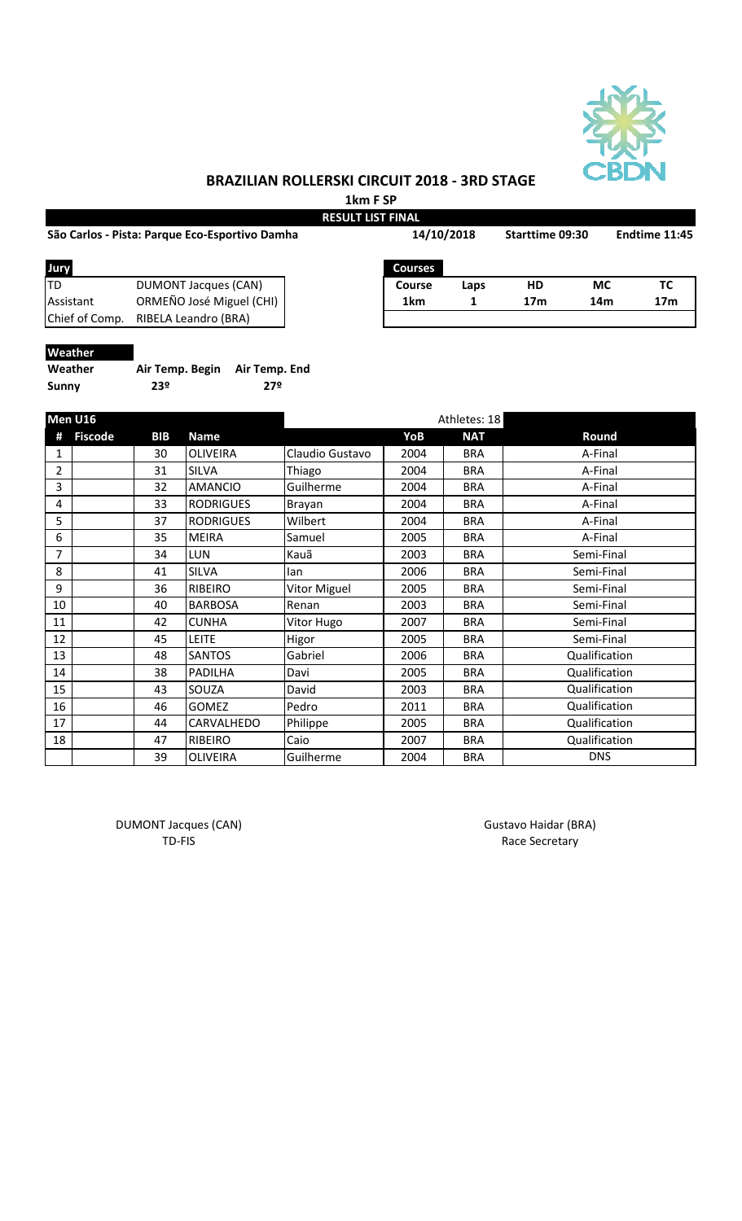# BRAZILIAN ROLLERSKI CIRCUIT 2018 - 3RD STAGE

**1km F SP**

**RESULT LIST FINAL**

**São Carlos - Pista: Parque Eco-Esportivo Damha** | **14/10/2018** | **Starttime 09:30** | **Endtime 11:45**

| Jury | |
|---|---|
| TD | DUMONT Jacques (CAN) |
| Assistant | ORMEÑO José Miguel (CHI) |
| Chief of Comp. | RIBELA Leandro (BRA) |

| Courses | | | | |
|---|---|---|---|---|
| **Course** | **Laps** | **HD** | **MC** | **TC** |
| **1km** | **1** | **17m** | **14m** | **17m** |

**Weather**

| Weather | Air Temp. Begin | Air Temp. End |
|---|---|---|
| **Sunny** | **23º** | **27º** |

**Men U16** — Athletes: 18

| # | Fiscode | BIB | Name | | YoB | NAT | Round |
|---|---|---|---|---|---|---|---|
| 1 | | 30 | OLIVEIRA | Claudio Gustavo | 2004 | BRA | A-Final |
| 2 | | 31 | SILVA | Thiago | 2004 | BRA | A-Final |
| 3 | | 32 | AMANCIO | Guilherme | 2004 | BRA | A-Final |
| 4 | | 33 | RODRIGUES | Brayan | 2004 | BRA | A-Final |
| 5 | | 37 | RODRIGUES | Wilbert | 2004 | BRA | A-Final |
| 6 | | 35 | MEIRA | Samuel | 2005 | BRA | A-Final |
| 7 | | 34 | LUN | Kauã | 2003 | BRA | Semi-Final |
| 8 | | 41 | SILVA | Ian | 2006 | BRA | Semi-Final |
| 9 | | 36 | RIBEIRO | Vitor Miguel | 2005 | BRA | Semi-Final |
| 10 | | 40 | BARBOSA | Renan | 2003 | BRA | Semi-Final |
| 11 | | 42 | CUNHA | Vitor Hugo | 2007 | BRA | Semi-Final |
| 12 | | 45 | LEITE | Higor | 2005 | BRA | Semi-Final |
| 13 | | 48 | SANTOS | Gabriel | 2006 | BRA | Qualification |
| 14 | | 38 | PADILHA | Davi | 2005 | BRA | Qualification |
| 15 | | 43 | SOUZA | David | 2003 | BRA | Qualification |
| 16 | | 46 | GOMEZ | Pedro | 2011 | BRA | Qualification |
| 17 | | 44 | CARVALHEDO | Philippe | 2005 | BRA | Qualification |
| 18 | | 47 | RIBEIRO | Caio | 2007 | BRA | Qualification |
| | | 39 | OLIVEIRA | Guilherme | 2004 | BRA | DNS |

DUMONT Jacques (CAN)
TD-FIS

Gustavo Haidar (BRA)
Race Secretary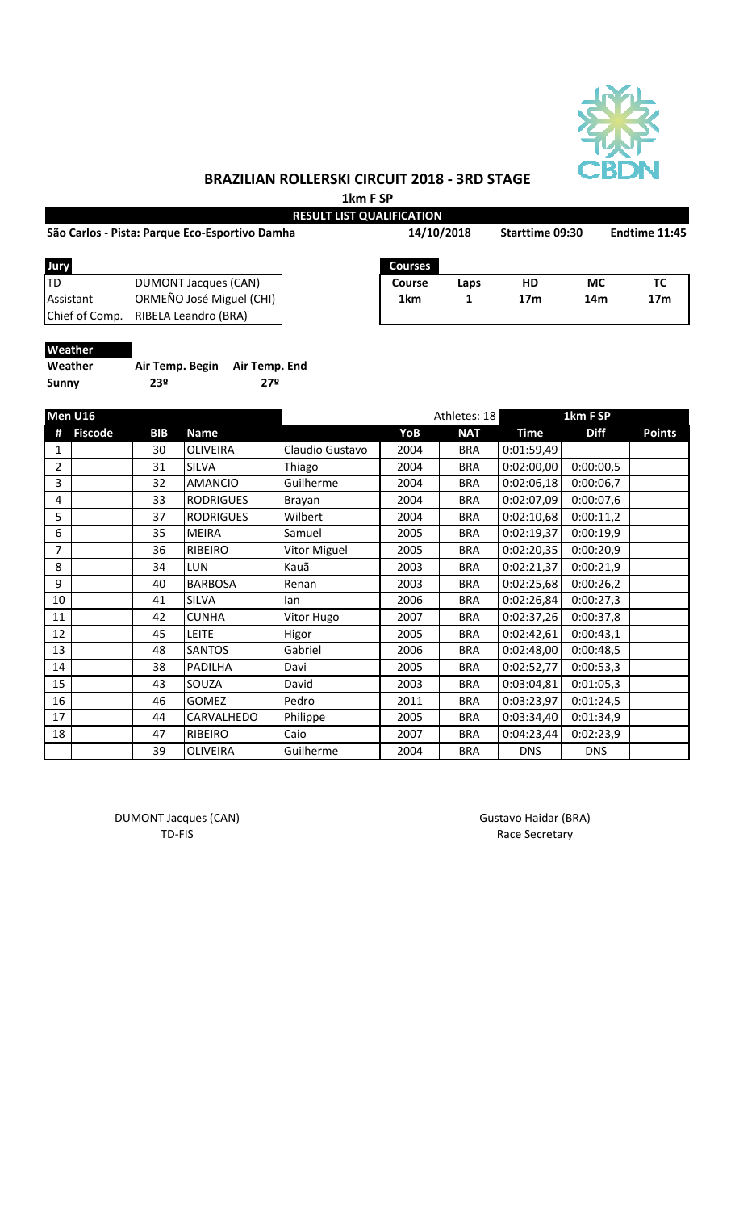# BRAZILIAN ROLLERSKI CIRCUIT 2018 - 3RD STAGE

**1km F SP**

**RESULT LIST QUALIFICATION**

**São Carlos - Pista: Parque Eco-Esportivo Damha** | **14/10/2018** | **Starttime 09:30** | **Endtime 11:45**

| Jury | |
|---|---|
| TD | DUMONT Jacques (CAN) |
| Assistant | ORMEÑO José Miguel (CHI) |
| Chief of Comp. | RIBELA Leandro (BRA) |

| Courses | | | | |
|---|---|---|---|---|
| **Course** | **Laps** | **HD** | **MC** | **TC** |
| **1km** | **1** | **17m** | **14m** | **17m** |

**Weather**

| Weather | Air Temp. Begin | Air Temp. End |
|---|---|---|
| **Sunny** | **23º** | **27º** |

| Men U16 | | | | | | Athletes: 18 | 1km F SP | | |
|---|---|---|---|---|---|---|---|---|---|
| # | Fiscode | BIB | Name | | YoB | NAT | Time | Diff | Points |
| 1 | | 30 | OLIVEIRA | Claudio Gustavo | 2004 | BRA | 0:01:59,49 | | |
| 2 | | 31 | SILVA | Thiago | 2004 | BRA | 0:02:00,00 | 0:00:00,5 | |
| 3 | | 32 | AMANCIO | Guilherme | 2004 | BRA | 0:02:06,18 | 0:00:06,7 | |
| 4 | | 33 | RODRIGUES | Brayan | 2004 | BRA | 0:02:07,09 | 0:00:07,6 | |
| 5 | | 37 | RODRIGUES | Wilbert | 2004 | BRA | 0:02:10,68 | 0:00:11,2 | |
| 6 | | 35 | MEIRA | Samuel | 2005 | BRA | 0:02:19,37 | 0:00:19,9 | |
| 7 | | 36 | RIBEIRO | Vitor Miguel | 2005 | BRA | 0:02:20,35 | 0:00:20,9 | |
| 8 | | 34 | LUN | Kauã | 2003 | BRA | 0:02:21,37 | 0:00:21,9 | |
| 9 | | 40 | BARBOSA | Renan | 2003 | BRA | 0:02:25,68 | 0:00:26,2 | |
| 10 | | 41 | SILVA | Ian | 2006 | BRA | 0:02:26,84 | 0:00:27,3 | |
| 11 | | 42 | CUNHA | Vitor Hugo | 2007 | BRA | 0:02:37,26 | 0:00:37,8 | |
| 12 | | 45 | LEITE | Higor | 2005 | BRA | 0:02:42,61 | 0:00:43,1 | |
| 13 | | 48 | SANTOS | Gabriel | 2006 | BRA | 0:02:48,00 | 0:00:48,5 | |
| 14 | | 38 | PADILHA | Davi | 2005 | BRA | 0:02:52,77 | 0:00:53,3 | |
| 15 | | 43 | SOUZA | David | 2003 | BRA | 0:03:04,81 | 0:01:05,3 | |
| 16 | | 46 | GOMEZ | Pedro | 2011 | BRA | 0:03:23,97 | 0:01:24,5 | |
| 17 | | 44 | CARVALHEDO | Philippe | 2005 | BRA | 0:03:34,40 | 0:01:34,9 | |
| 18 | | 47 | RIBEIRO | Caio | 2007 | BRA | 0:04:23,44 | 0:02:23,9 | |
| | | 39 | OLIVEIRA | Guilherme | 2004 | BRA | DNS | DNS | |

DUMONT Jacques (CAN)
TD-FIS

Gustavo Haidar (BRA)
Race Secretary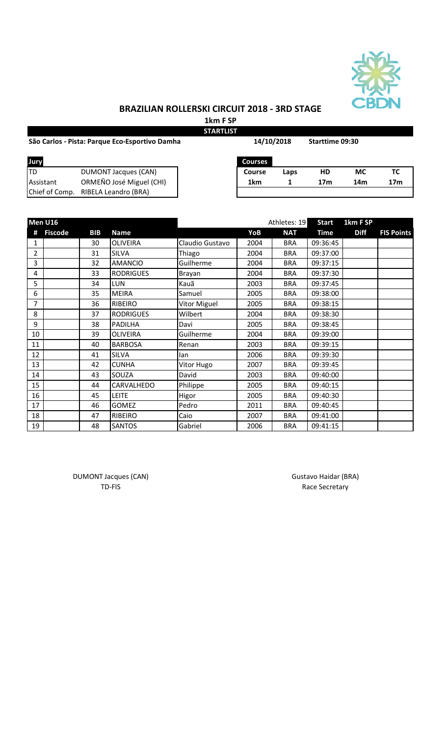# BRAZILIAN ROLLERSKI CIRCUIT 2018 - 3RD STAGE

**1km F SP**

**STARTLIST**

**São Carlos - Pista: Parque Eco-Esportivo Damha** | **14/10/2018** | **Starttime 09:30**

| Jury | |
|---|---|
| TD | DUMONT Jacques (CAN) |
| Assistant | ORMEÑO José Miguel (CHI) |
| Chief of Comp. | RIBELA Leandro (BRA) |

| Course | Laps | HD | MC | TC |
|---|---|---|---|---|
| 1km | 1 | 17m | 14m | 17m |

**Men U16** — Athletes: 19

| # | Fiscode | BIB | Name | | YoB | NAT | Start Time | 1km F SP Diff | FIS Points |
|---|---|---|---|---|---|---|---|---|---|
| 1 | | 30 | OLIVEIRA | Claudio Gustavo | 2004 | BRA | 09:36:45 | | |
| 2 | | 31 | SILVA | Thiago | 2004 | BRA | 09:37:00 | | |
| 3 | | 32 | AMANCIO | Guilherme | 2004 | BRA | 09:37:15 | | |
| 4 | | 33 | RODRIGUES | Brayan | 2004 | BRA | 09:37:30 | | |
| 5 | | 34 | LUN | Kauã | 2003 | BRA | 09:37:45 | | |
| 6 | | 35 | MEIRA | Samuel | 2005 | BRA | 09:38:00 | | |
| 7 | | 36 | RIBEIRO | Vitor Miguel | 2005 | BRA | 09:38:15 | | |
| 8 | | 37 | RODRIGUES | Wilbert | 2004 | BRA | 09:38:30 | | |
| 9 | | 38 | PADILHA | Davi | 2005 | BRA | 09:38:45 | | |
| 10 | | 39 | OLIVEIRA | Guilherme | 2004 | BRA | 09:39:00 | | |
| 11 | | 40 | BARBOSA | Renan | 2003 | BRA | 09:39:15 | | |
| 12 | | 41 | SILVA | Ian | 2006 | BRA | 09:39:30 | | |
| 13 | | 42 | CUNHA | Vitor Hugo | 2007 | BRA | 09:39:45 | | |
| 14 | | 43 | SOUZA | David | 2003 | BRA | 09:40:00 | | |
| 15 | | 44 | CARVALHEDO | Philippe | 2005 | BRA | 09:40:15 | | |
| 16 | | 45 | LEITE | Higor | 2005 | BRA | 09:40:30 | | |
| 17 | | 46 | GOMEZ | Pedro | 2011 | BRA | 09:40:45 | | |
| 18 | | 47 | RIBEIRO | Caio | 2007 | BRA | 09:41:00 | | |
| 19 | | 48 | SANTOS | Gabriel | 2006 | BRA | 09:41:15 | | |

DUMONT Jacques (CAN)
TD-FIS

Gustavo Haidar (BRA)
Race Secretary